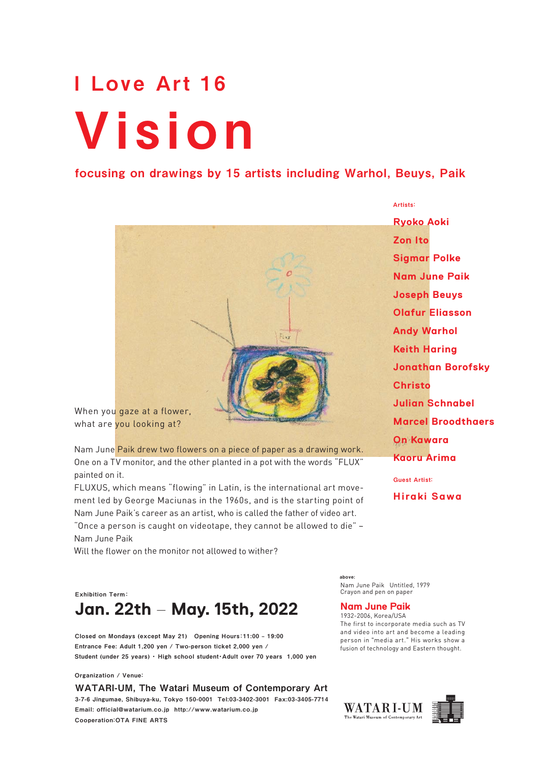## I Love Art 16

# Vision

**focusing on drawings by 15 artists including Warhol, Beuys, Paik**

**Artists:**

**Ryoko Aoki**
**Zon Ito**
**Sigmar Polke**
**Nam June Paik**
**Joseph Beuys**
**Olafur Eliasson**
**Andy Warhol**
**Keith Haring**
**Jonathan Borofsky**
**Christo**
**Julian Schnabel**
**Marcel Broodthaers**
**On Kawara**
**Kaoru Arima**

**Guest Artist:**

**Hiraki Sawa**

When you gaze at a flower,
what are you looking at?

Nam June Paik drew two flowers on a piece of paper as a drawing work. One on a TV monitor, and the other planted in a pot with the words "FLUX" painted on it.
FLUXUS, which means "flowing" in Latin, is the international art movement led by George Maciunas in the 1960s, and is the starting point of Nam June Paik's career as an artist, who is called the father of video art.
"Once a person is caught on videotape, they cannot be allowed to die" – Nam June Paik
Will the flower on the monitor not allowed to wither?

**above:**
Nam June Paik Untitled, 1979
Crayon and pen on paper

**Nam June Paik**
1932-2006, Korea/USA
The first to incorporate media such as TV and video into art and become a leading person in "media art." His works show a fusion of technology and Eastern thought.

**Exhibition Term:**

## Jan. 22th – May. 15th, 2022

**Closed on Mondays (except May 21) Opening Hours:11:00 – 19:00**
**Entrance Fee: Adult 1,200 yen / Two-person ticket 2,000 yen /**
**Student (under 25 years) · High school student·Adult over 70 years 1,000 yen**

**Organization / Venue:**

**WATARI-UM, The Watari Museum of Contemporary Art**
**3-7-6 Jingumae, Shibuya-ku, Tokyo 150-0001 Tel:03-3402-3001 Fax:03-3405-7714**
**Email: official@watarium.co.jp http://www.watarium.co.jp**
**Cooperation:OTA FINE ARTS**

WATARI-UM
The Watari Museum of Contemporary Art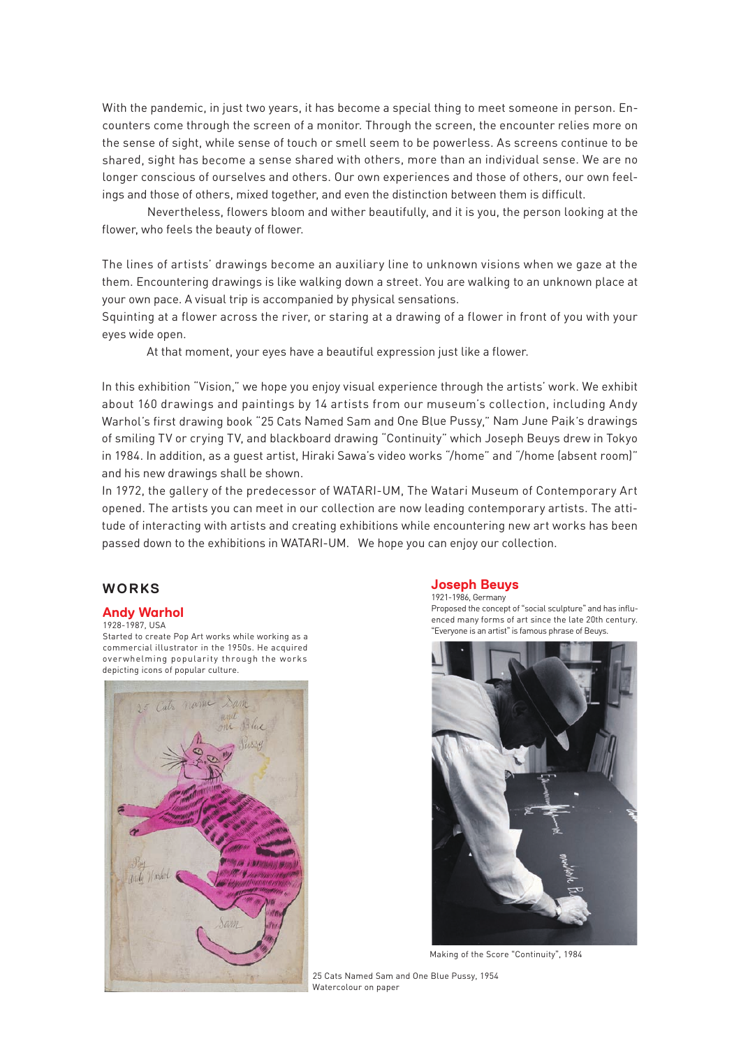With the pandemic, in just two years, it has become a special thing to meet someone in person. Encounters come through the screen of a monitor. Through the screen, the encounter relies more on the sense of sight, while sense of touch or smell seem to be powerless. As screens continue to be shared, sight has become a sense shared with others, more than an individual sense. We are no longer conscious of ourselves and others. Our own experiences and those of others, our own feelings and those of others, mixed together, and even the distinction between them is difficult.

Nevertheless, flowers bloom and wither beautifully, and it is you, the person looking at the flower, who feels the beauty of flower.

The lines of artists' drawings become an auxiliary line to unknown visions when we gaze at the them. Encountering drawings is like walking down a street. You are walking to an unknown place at your own pace. A visual trip is accompanied by physical sensations.
Squinting at a flower across the river, or staring at a drawing of a flower in front of you with your eyes wide open.

At that moment, your eyes have a beautiful expression just like a flower.

In this exhibition "Vision," we hope you enjoy visual experience through the artists' work. We exhibit about 160 drawings and paintings by 14 artists from our museum's collection, including Andy Warhol's first drawing book "25 Cats Named Sam and One Blue Pussy," Nam June Paik's drawings of smiling TV or crying TV, and blackboard drawing "Continuity" which Joseph Beuys drew in Tokyo in 1984. In addition, as a guest artist, Hiraki Sawa's video works "/home" and "/home (absent room)" and his new drawings shall be shown.
In 1972, the gallery of the predecessor of WATARI-UM, The Watari Museum of Contemporary Art opened. The artists you can meet in our collection are now leading contemporary artists. The attitude of interacting with artists and creating exhibitions while encountering new art works has been passed down to the exhibitions in WATARI-UM. We hope you can enjoy our collection.

## WORKS

### Andy Warhol

1928-1987, USA
Started to create Pop Art works while working as a commercial illustrator in the 1950s. He acquired overwhelming popularity through the works depicting icons of popular culture.

25 Cats Named Sam and One Blue Pussy, 1954
Watercolour on paper

### Joseph Beuys

1921-1986, Germany
Proposed the concept of "social sculpture" and has influenced many forms of art since the late 20th century. "Everyone is an artist" is famous phrase of Beuys.

Making of the Score "Continuity", 1984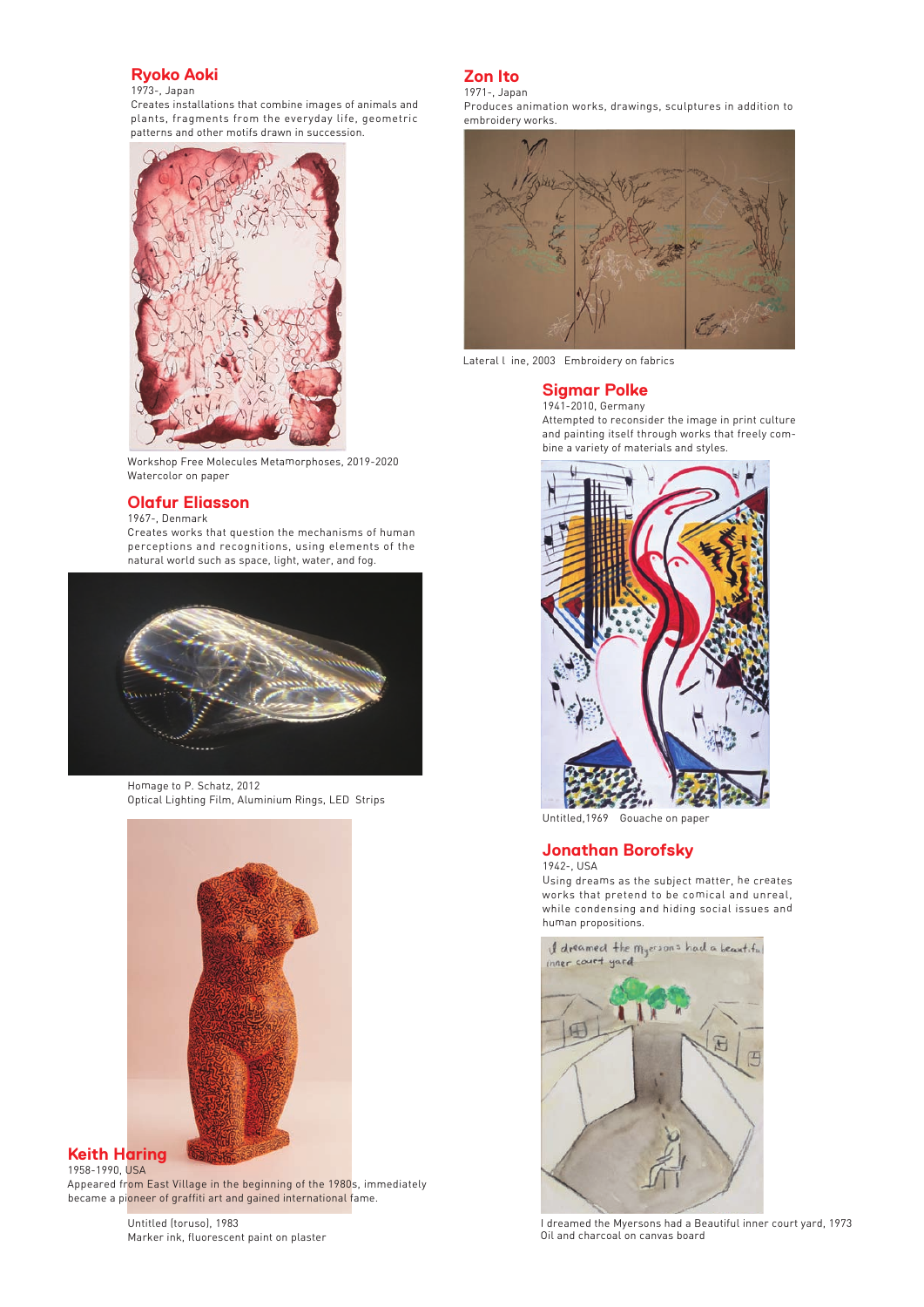## Ryoko Aoki

1973-, Japan

Creates installations that combine images of animals and plants, fragments from the everyday life, geometric patterns and other motifs drawn in succession.

Workshop Free Molecules Metamorphoses, 2019-2020
Watercolor on paper

## Olafur Eliasson

1967-, Denmark

Creates works that question the mechanisms of human perceptions and recognitions, using elements of the natural world such as space, light, water, and fog.

Homage to P. Schatz, 2012
Optical Lighting Film, Aluminium Rings, LED Strips

## Keith Haring

1958-1990, USA

Appeared from East Village in the beginning of the 1980s, immediately became a pioneer of graffiti art and gained international fame.

Untitled (toruso), 1983
Marker ink, fluorescent paint on plaster

## Zon Ito

1971-, Japan

Produces animation works, drawings, sculptures in addition to embroidery works.

Lateral l ine, 2003 Embroidery on fabrics

## Sigmar Polke

1941-2010, Germany

Attempted to reconsider the image in print culture and painting itself through works that freely combine a variety of materials and styles.

Untitled,1969 Gouache on paper

## Jonathan Borofsky

1942-, USA

Using dreams as the subject matter, he creates works that pretend to be comical and unreal, while condensing and hiding social issues and human propositions.

I dreamed the Myersons had a Beautiful inner court yard, 1973
Oil and charcoal on canvas board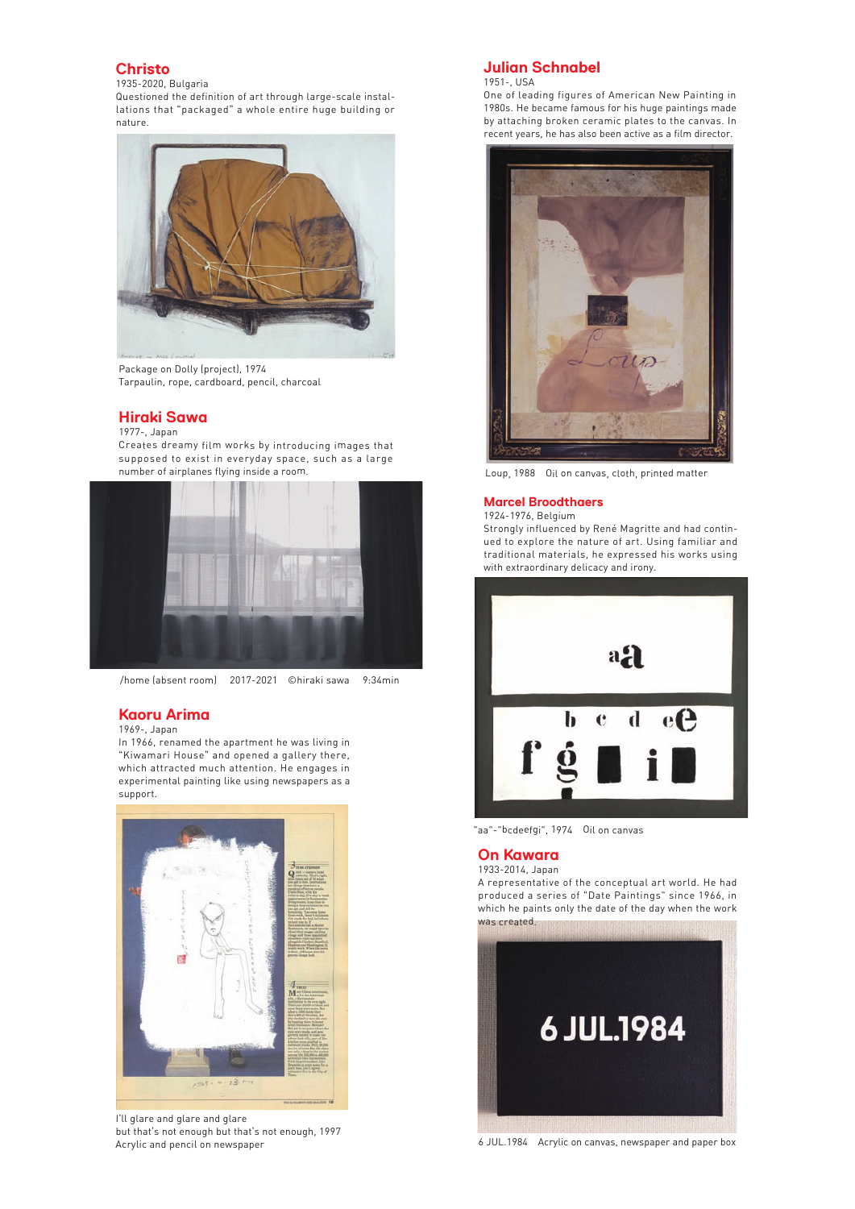## Christo

1935-2020, Bulgaria

Questioned the definition of art through large-scale installations that "packaged" a whole entire huge building or nature.

Package on Dolly (project), 1974
Tarpaulin, rope, cardboard, pencil, charcoal

## Hiraki Sawa

1977-, Japan

Creates dreamy film works by introducing images that supposed to exist in everyday space, such as a large number of airplanes flying inside a room.

/home (absent room)　2017-2021　©hiraki sawa　9:34min

## Kaoru Arima

1969-, Japan

In 1966, renamed the apartment he was living in "Kiwamari House" and opened a gallery there, which attracted much attention. He engages in experimental painting like using newspapers as a support.

I'll glare and glare and glare
but that's not enough but that's not enough, 1997
Acrylic and pencil on newspaper

## Julian Schnabel

1951-, USA

One of leading figures of American New Painting in 1980s. He became famous for his huge paintings made by attaching broken ceramic plates to the canvas. In recent years, he has also been active as a film director.

Loup, 1988　Oil on canvas, cloth, printed matter

## Marcel Broodthaers

1924-1976, Belgium

Strongly influenced by René Magritte and had continued to explore the nature of art. Using familiar and traditional materials, he expressed his works using with extraordinary delicacy and irony.

"aa"-"bcdeefgi", 1974　Oil on canvas

## On Kawara

1933-2014, Japan

A representative of the conceptual art world. He had produced a series of "Date Paintings" since 1966, in which he paints only the date of the day when the work was created.

6 JUL.1984　Acrylic on canvas, newspaper and paper box